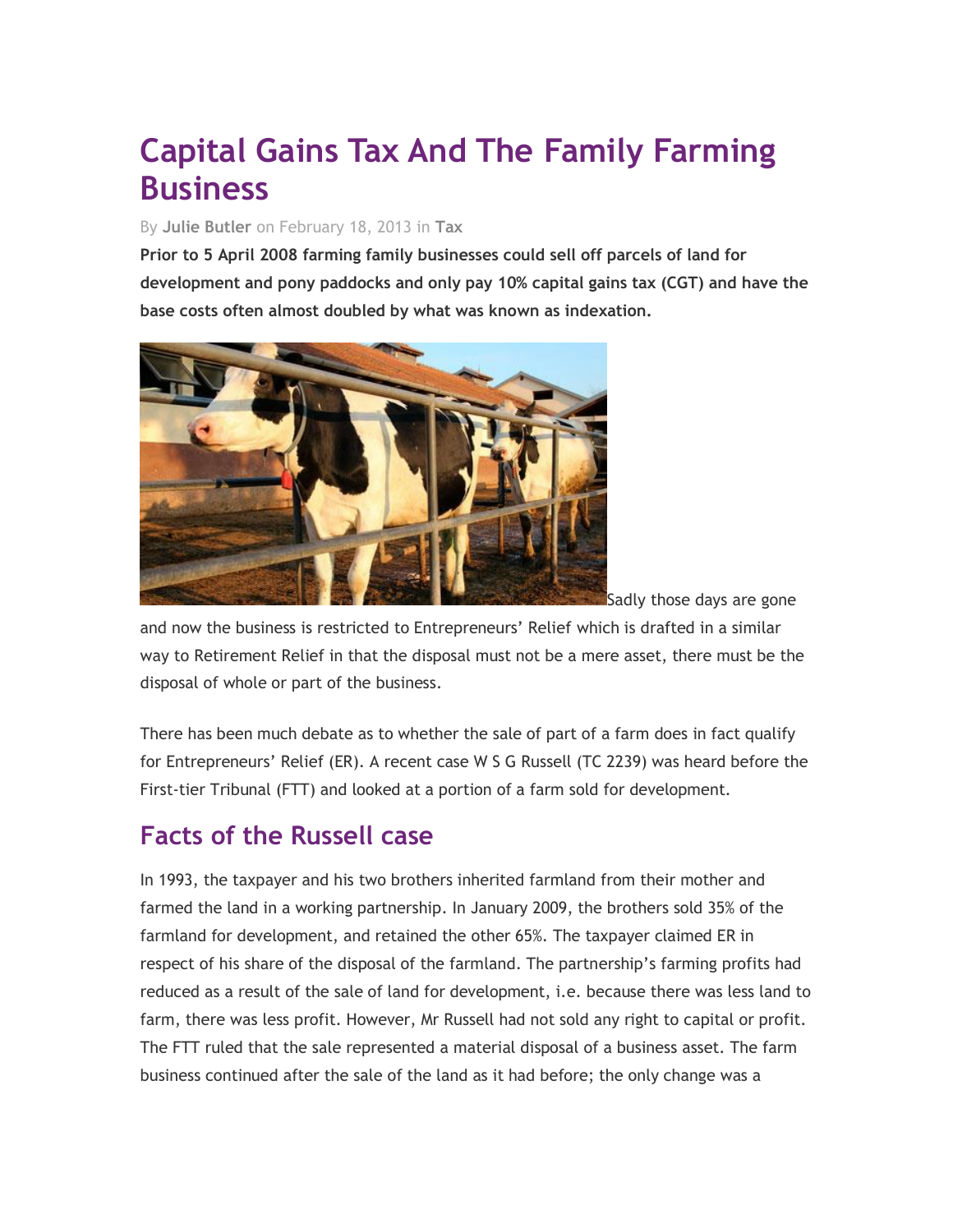# Capital Gains Tax And The Family Farming Business

By **Julie Butler** on February 18, 2013 in **Tax**

**Prior to 5 April 2008 farming family businesses could sell off parcels of land for development and pony paddocks and only pay 10% capital gains tax (CGT) and have the base costs often almost doubled by what was known as indexation.**

Sadly those days are gone and now the business is restricted to Entrepreneurs' Relief which is drafted in a similar way to Retirement Relief in that the disposal must not be a mere asset, there must be the disposal of whole or part of the business.

There has been much debate as to whether the sale of part of a farm does in fact qualify for Entrepreneurs' Relief (ER). A recent case W S G Russell (TC 2239) was heard before the First-tier Tribunal (FTT) and looked at a portion of a farm sold for development.

## Facts of the Russell case

In 1993, the taxpayer and his two brothers inherited farmland from their mother and farmed the land in a working partnership. In January 2009, the brothers sold 35% of the farmland for development, and retained the other 65%. The taxpayer claimed ER in respect of his share of the disposal of the farmland. The partnership's farming profits had reduced as a result of the sale of land for development, i.e. because there was less land to farm, there was less profit. However, Mr Russell had not sold any right to capital or profit. The FTT ruled that the sale represented a material disposal of a business asset. The farm business continued after the sale of the land as it had before; the only change was a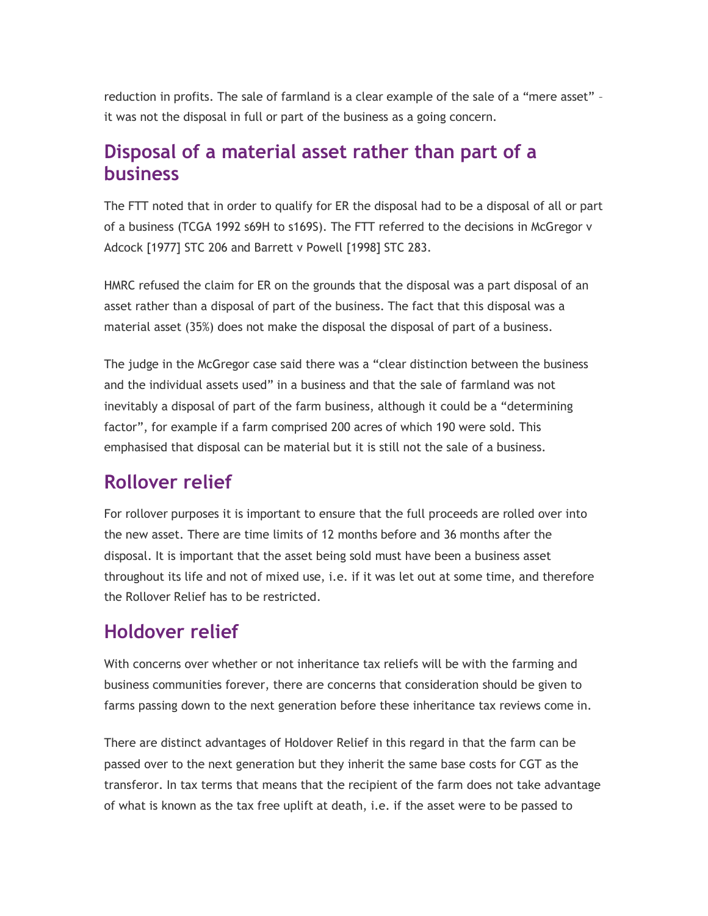reduction in profits. The sale of farmland is a clear example of the sale of a “mere asset” – it was not the disposal in full or part of the business as a going concern.

## Disposal of a material asset rather than part of a business

The FTT noted that in order to qualify for ER the disposal had to be a disposal of all or part of a business (TCGA 1992 s69H to s169S). The FTT referred to the decisions in McGregor v Adcock [1977] STC 206 and Barrett v Powell [1998] STC 283.

HMRC refused the claim for ER on the grounds that the disposal was a part disposal of an asset rather than a disposal of part of the business. The fact that this disposal was a material asset (35%) does not make the disposal the disposal of part of a business.

The judge in the McGregor case said there was a “clear distinction between the business and the individual assets used” in a business and that the sale of farmland was not inevitably a disposal of part of the farm business, although it could be a “determining factor”, for example if a farm comprised 200 acres of which 190 were sold. This emphasised that disposal can be material but it is still not the sale of a business.

## Rollover relief

For rollover purposes it is important to ensure that the full proceeds are rolled over into the new asset. There are time limits of 12 months before and 36 months after the disposal. It is important that the asset being sold must have been a business asset throughout its life and not of mixed use, i.e. if it was let out at some time, and therefore the Rollover Relief has to be restricted.

## Holdover relief

With concerns over whether or not inheritance tax reliefs will be with the farming and business communities forever, there are concerns that consideration should be given to farms passing down to the next generation before these inheritance tax reviews come in.

There are distinct advantages of Holdover Relief in this regard in that the farm can be passed over to the next generation but they inherit the same base costs for CGT as the transferor. In tax terms that means that the recipient of the farm does not take advantage of what is known as the tax free uplift at death, i.e. if the asset were to be passed to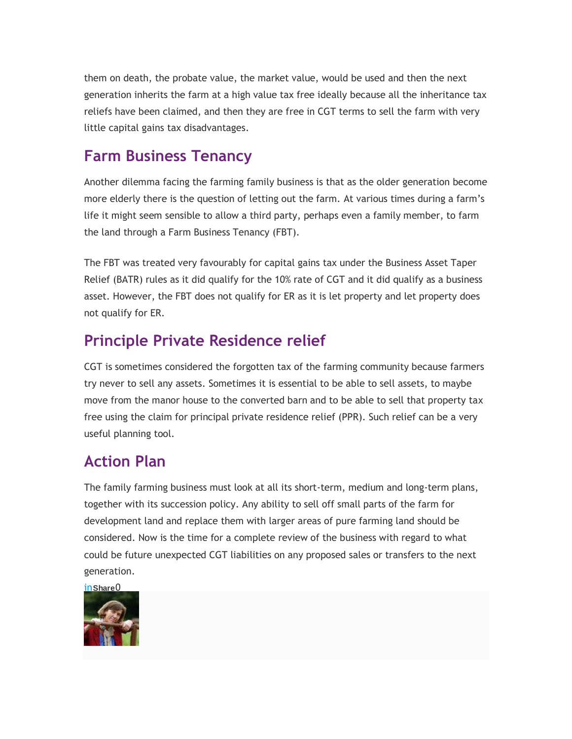them on death, the probate value, the market value, would be used and then the next generation inherits the farm at a high value tax free ideally because all the inheritance tax reliefs have been claimed, and then they are free in CGT terms to sell the farm with very little capital gains tax disadvantages.

## Farm Business Tenancy

Another dilemma facing the farming family business is that as the older generation become more elderly there is the question of letting out the farm. At various times during a farm's life it might seem sensible to allow a third party, perhaps even a family member, to farm the land through a Farm Business Tenancy (FBT).

The FBT was treated very favourably for capital gains tax under the Business Asset Taper Relief (BATR) rules as it did qualify for the 10% rate of CGT and it did qualify as a business asset. However, the FBT does not qualify for ER as it is let property and let property does not qualify for ER.

## Principle Private Residence relief

CGT is sometimes considered the forgotten tax of the farming community because farmers try never to sell any assets. Sometimes it is essential to be able to sell assets, to maybe move from the manor house to the converted barn and to be able to sell that property tax free using the claim for principal private residence relief (PPR). Such relief can be a very useful planning tool.

## Action Plan

The family farming business must look at all its short-term, medium and long-term plans, together with its succession policy. Any ability to sell off small parts of the farm for development land and replace them with larger areas of pure farming land should be considered. Now is the time for a complete review of the business with regard to what could be future unexpected CGT liabilities on any proposed sales or transfers to the next generation.

inShare0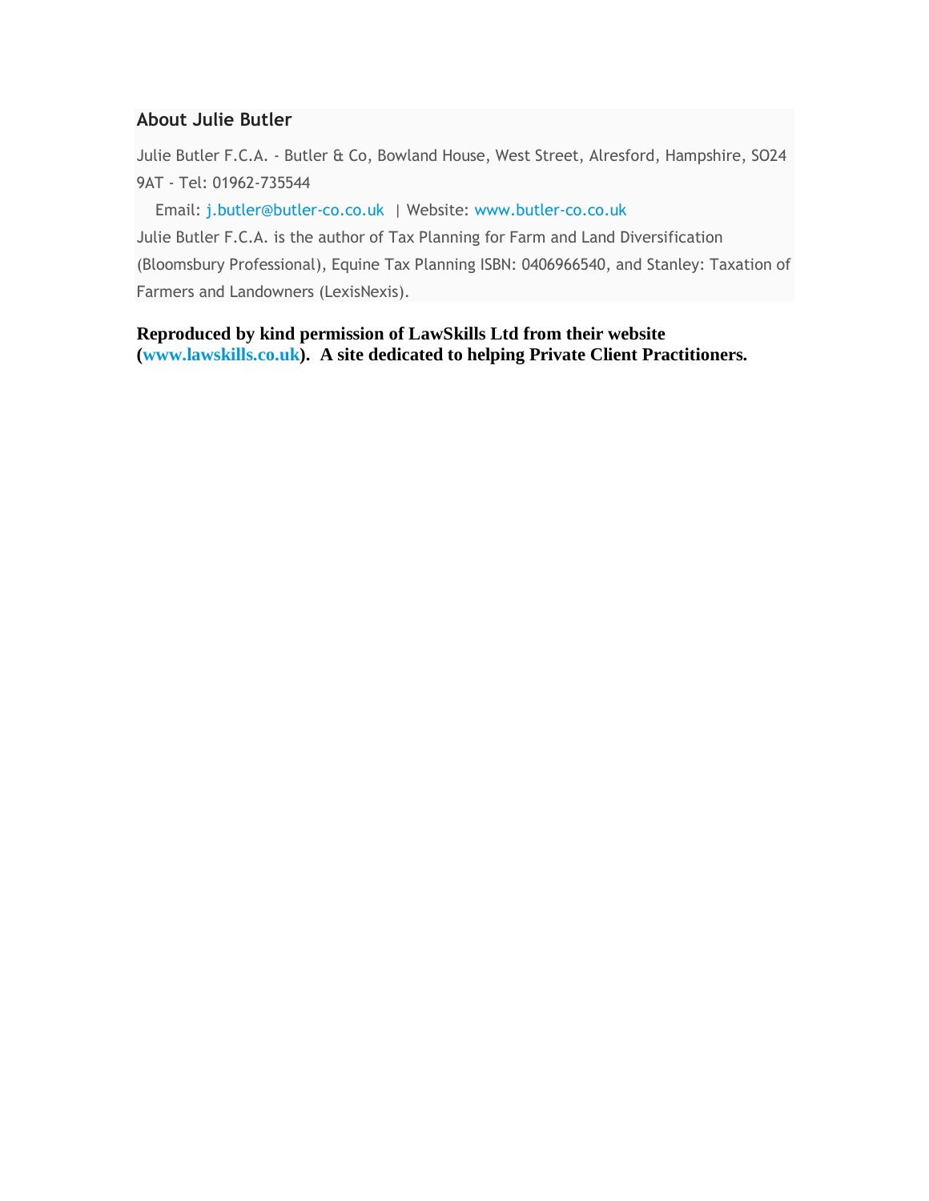### About Julie Butler

Julie Butler F.C.A. - Butler & Co, Bowland House, West Street, Alresford, Hampshire, SO24 9AT - Tel: 01962-735544

Email: j.butler@butler-co.co.uk | Website: www.butler-co.co.uk

Julie Butler F.C.A. is the author of Tax Planning for Farm and Land Diversification (Bloomsbury Professional), Equine Tax Planning ISBN: 0406966540, and Stanley: Taxation of Farmers and Landowners (LexisNexis).

**Reproduced by kind permission of LawSkills Ltd from their website (www.lawskills.co.uk). A site dedicated to helping Private Client Practitioners.**